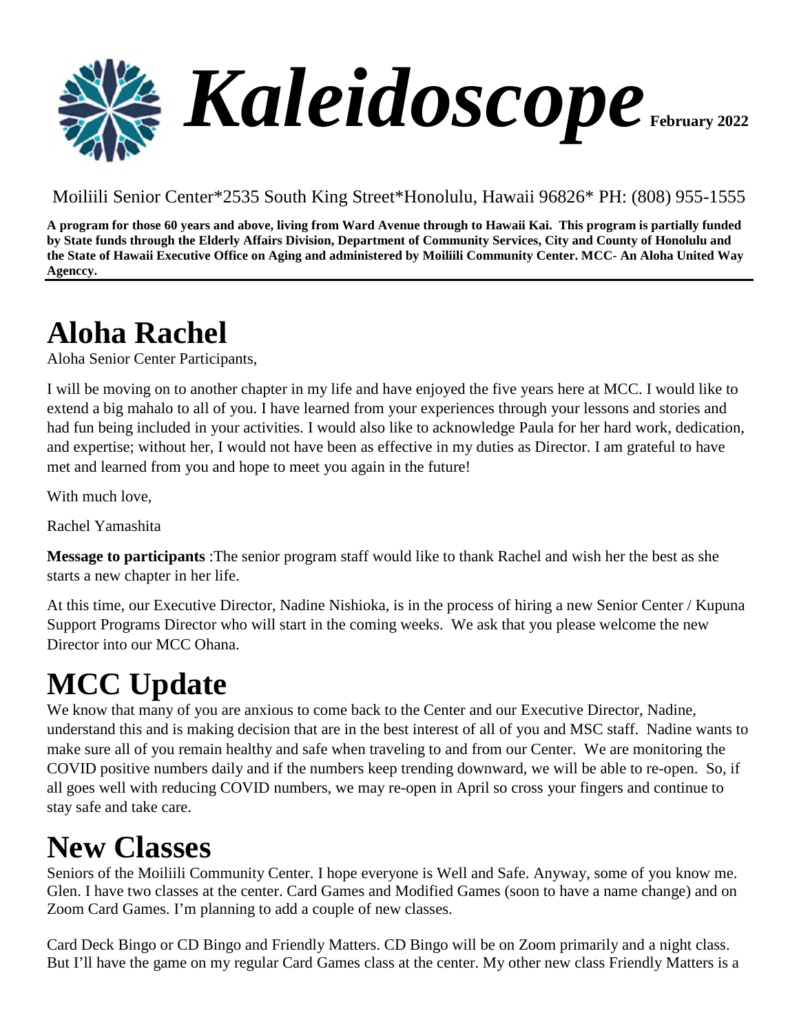# *Kaleidoscope* February 2022

Moiliili Senior Center*2535 South King Street*Honolulu, Hawaii 96826* PH: (808) 955-1555

**A program for those 60 years and above, living from Ward Avenue through to Hawaii Kai. This program is partially funded by State funds through the Elderly Affairs Division, Department of Community Services, City and County of Honolulu and the State of Hawaii Executive Office on Aging and administered by Moiliili Community Center. MCC- An Aloha United Way Agenccy.**

## Aloha Rachel

Aloha Senior Center Participants,

I will be moving on to another chapter in my life and have enjoyed the five years here at MCC. I would like to extend a big mahalo to all of you. I have learned from your experiences through your lessons and stories and had fun being included in your activities. I would also like to acknowledge Paula for her hard work, dedication, and expertise; without her, I would not have been as effective in my duties as Director. I am grateful to have met and learned from you and hope to meet you again in the future!

With much love,

Rachel Yamashita

**Message to participants** :The senior program staff would like to thank Rachel and wish her the best as she starts a new chapter in her life.

At this time, our Executive Director, Nadine Nishioka, is in the process of hiring a new Senior Center / Kupuna Support Programs Director who will start in the coming weeks. We ask that you please welcome the new Director into our MCC Ohana.

## MCC Update

We know that many of you are anxious to come back to the Center and our Executive Director, Nadine, understand this and is making decision that are in the best interest of all of you and MSC staff. Nadine wants to make sure all of you remain healthy and safe when traveling to and from our Center. We are monitoring the COVID positive numbers daily and if the numbers keep trending downward, we will be able to re-open. So, if all goes well with reducing COVID numbers, we may re-open in April so cross your fingers and continue to stay safe and take care.

## New Classes

Seniors of the Moiliili Community Center. I hope everyone is Well and Safe. Anyway, some of you know me. Glen. I have two classes at the center. Card Games and Modified Games (soon to have a name change) and on Zoom Card Games. I'm planning to add a couple of new classes.

Card Deck Bingo or CD Bingo and Friendly Matters. CD Bingo will be on Zoom primarily and a night class. But I'll have the game on my regular Card Games class at the center. My other new class Friendly Matters is a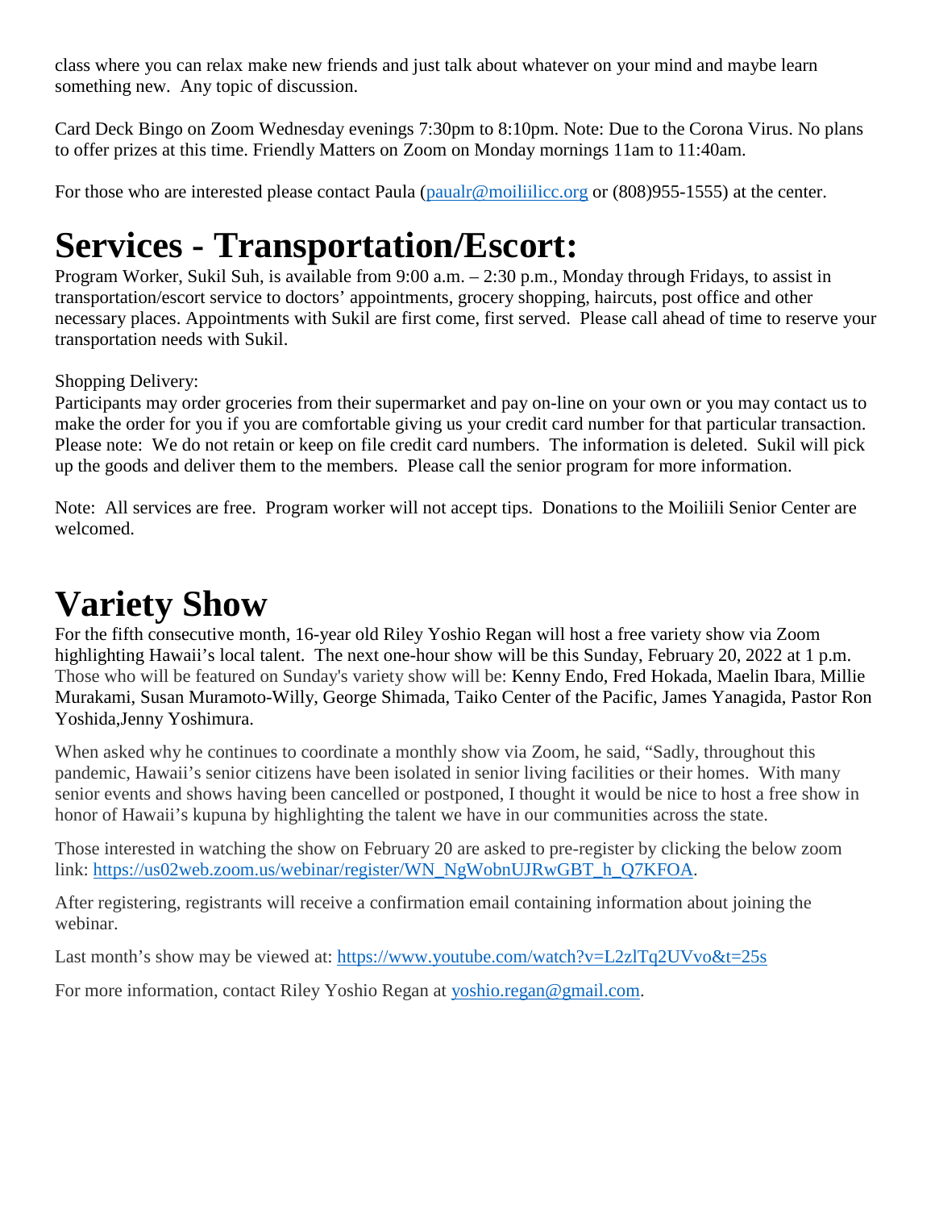class where you can relax make new friends and just talk about whatever on your mind and maybe learn something new. Any topic of discussion.

Card Deck Bingo on Zoom Wednesday evenings 7:30pm to 8:10pm. Note: Due to the Corona Virus. No plans to offer prizes at this time. Friendly Matters on Zoom on Monday mornings 11am to 11:40am.

For those who are interested please contact Paula (paualr@moiliilicc.org or (808)955-1555) at the center.

# Services - Transportation/Escort:

Program Worker, Sukil Suh, is available from 9:00 a.m. – 2:30 p.m., Monday through Fridays, to assist in transportation/escort service to doctors' appointments, grocery shopping, haircuts, post office and other necessary places. Appointments with Sukil are first come, first served. Please call ahead of time to reserve your transportation needs with Sukil.

Shopping Delivery:
Participants may order groceries from their supermarket and pay on-line on your own or you may contact us to make the order for you if you are comfortable giving us your credit card number for that particular transaction. Please note: We do not retain or keep on file credit card numbers. The information is deleted. Sukil will pick up the goods and deliver them to the members. Please call the senior program for more information.

Note: All services are free. Program worker will not accept tips. Donations to the Moiliili Senior Center are welcomed.

# Variety Show

For the fifth consecutive month, 16-year old Riley Yoshio Regan will host a free variety show via Zoom highlighting Hawaii's local talent. The next one-hour show will be this Sunday, February 20, 2022 at 1 p.m. Those who will be featured on Sunday's variety show will be: Kenny Endo, Fred Hokada, Maelin Ibara, Millie Murakami, Susan Muramoto-Willy, George Shimada, Taiko Center of the Pacific, James Yanagida, Pastor Ron Yoshida,Jenny Yoshimura.

When asked why he continues to coordinate a monthly show via Zoom, he said, "Sadly, throughout this pandemic, Hawaii's senior citizens have been isolated in senior living facilities or their homes. With many senior events and shows having been cancelled or postponed, I thought it would be nice to host a free show in honor of Hawaii's kupuna by highlighting the talent we have in our communities across the state.

Those interested in watching the show on February 20 are asked to pre-register by clicking the below zoom link: https://us02web.zoom.us/webinar/register/WN_NgWobnUJRwGBT_h_Q7KFOA.

After registering, registrants will receive a confirmation email containing information about joining the webinar.

Last month's show may be viewed at: https://www.youtube.com/watch?v=L2zlTq2UVvo&t=25s

For more information, contact Riley Yoshio Regan at yoshio.regan@gmail.com.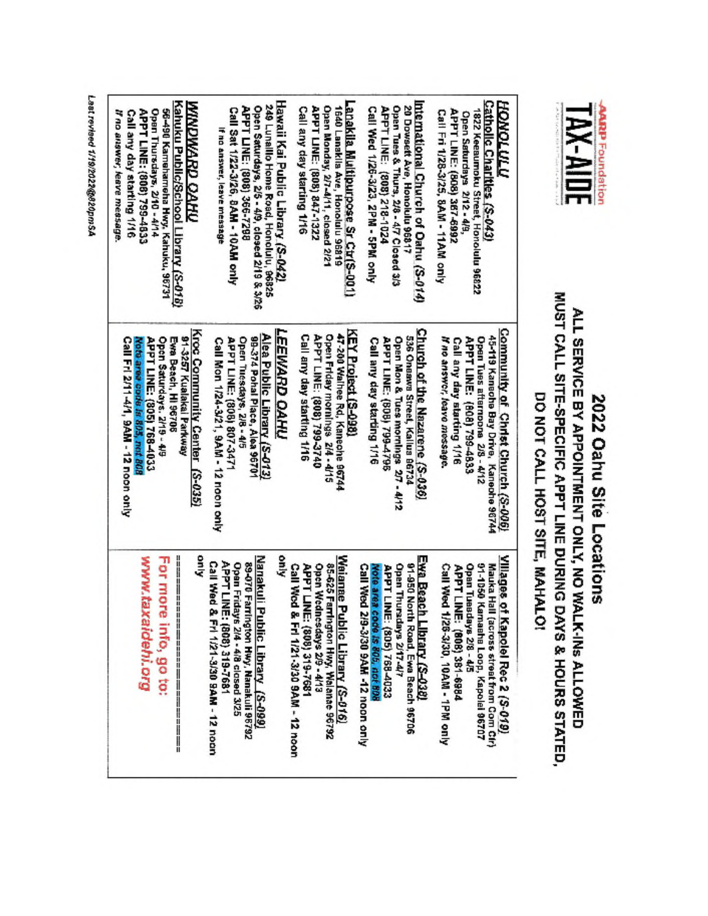AARP Foundation

# TAX-AIDE

## 2022 Oahu Site Locations

**ALL SERVICE BY APPOINTMENT ONLY, NO WALK-INs ALLOWED**
**MUST CALL SITE-SPECIFIC APPT LINE DURING DAYS & HOURS STATED, DO NOT CALL HOST SITE, MAHALO!**

### HONOLULU

**Catholic Charities (S-043)**
1822 Keeaumoku Street, Honolulu 96822
Open Saturdays 2/12 - 4/9,
APPT LINE: (808) 387-6992
Call Fri 1/28-3/25, 8AM - 11AM only

**International Church of Oahu (S-014)**
20 Dowsett Ave, Honolulu 96817
Open Tues & Thurs, 2/8 - 4/7 Closed 3/3
APPT LINE: (808) 218-1024
Call Wed 1/26-3/23, 2PM - 5PM only

**Lanakila Multipurpose Sr Ctr(S-001)**
1640 Lanakila Ave, Honolulu 96819
Open Monday, 2/7-4/11, closed 2/21
APPT LINE: (808) 847-1322
Call any day starting 1/16

**Hawaii Kai Public Library (S-042)**
249 Lunalilo Home Road, Honolulu, 96825
Open Saturdays, 2/5 - 4/9, closed 2/19 & 3/26
APPT LINE: (808) 366-7298
Call Sat 1/22-3/26, 8AM - 10AM only
If no answer, leave message

### WINDWARD OAHU

**Kahuku Public/School Library (S-018)**
56-490 Kamehameha Hwy, Kahuku, 96731
Open Thursdays, 2/10 - 4/14
APPT LINE: (808) 799-4833
Call any day starting 1/16
*If no answer, leave message.*

**Community of Christ Church (S-006)**
45-419 Kaneohe Bay Drive, Kaneohe 96744
Open Tues afternoons 2/8 - 4/12
APPT LINE: (808) 799-4833
Call any day starting 1/16
*If no answer, leave message.*

**Church of the Nazarene (S-036)**
536 Onaawa Street, Kailua 96734
Open Mon & Tues mornings 2/7 - 4/12
APPT LINE: (808) 799-4796
Call any day starting 1/16

**KEY Project (S-098)**
47-200 Waihee Rd, Kaneohe 96744
Open Friday mornings 2/4 - 4/15
APPT LINE: (808) 799-3740
Call any day starting 1/16

### LEEWARD OAHU

**Aiea Public Library (S-013)**
99-374 Pohai Place, Aiea 96701
Open Tuesdays, 2/8 - 4/5
APPT LINE: (808) 807-3471
Call Mon 1/24-3/21, 9AM - 12 noon only

**Kroc Community Center (S-035)**
91-3257 Kualakai Parkway
Ewa Beach, HI 96706
Open Saturdays, 2/19 - 4/9
APPT LINE: (805) 768-4033
Note area code is 805, not 808
Call Fri 2/11-4/1, 9AM - 12 noon only

**Villages of Kapolei Rec 2 (S-019)**
Mauka Hall (across street from Com Ctr)
91-1050 Kamaaha Loop, Kapolei 96707
Open Tuesdays 2/8 - 4/5
APPT LINE: (808) 381-6984
Call Wed 1/26-3/30, 10AM - 1PM only

**Ewa Beach Library (S-038)**
91-950 North Road, Ewa Beach 96706
Open Thursdays 2/17-4/7
APPT LINE: (805) 768-4033
Note area code is 805, not 808
Call Wed 2/9-3/30 9AM -12 noon only

**Waianae Public Library (S-016)**
85-625 Farrington Hwy, Waianae 96792
Open Wednesdays 2/9 - 4/13
APPT LINE: (808) 319-7681
Call Wed & Fri 1/21-3/30 9AM - 12 noon only

**Nanakuli Public Library (S-099)**
89-070 Farrington Hwy, Nanakuli 96792
Open Fridays 2/4 - 4/8 closed 3/25
APPT LINE: (808) 319-7681
Call Wed & Fri 1/21-3/30 9AM - 12 noon only

For more info, go to:
www.taxaidehi.org

*Last revised 1/19/2022@820pmSA*